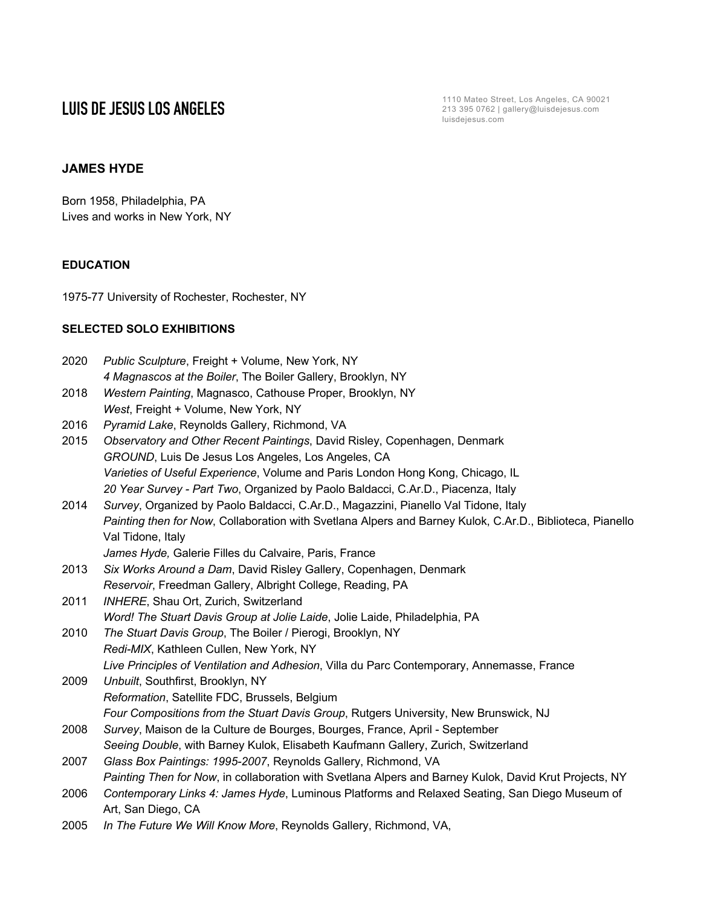# LUIS DE JESUS LOS ANGELES

1110 Mateo Street, Los Angeles, CA 90021
213 395 0762 | gallery@luisdejesus.com
luisdejesus.com

## JAMES HYDE

Born 1958, Philadelphia, PA
Lives and works in New York, NY

### EDUCATION

1975-77 University of Rochester, Rochester, NY

### SELECTED SOLO EXHIBITIONS

2020 *Public Sculpture*, Freight + Volume, New York, NY
*4 Magnascos at the Boiler*, The Boiler Gallery, Brooklyn, NY

2018 *Western Painting*, Magnasco, Cathouse Proper, Brooklyn, NY
*West*, Freight + Volume, New York, NY

2016 *Pyramid Lake*, Reynolds Gallery, Richmond, VA

2015 *Observatory and Other Recent Paintings*, David Risley, Copenhagen, Denmark
*GROUND*, Luis De Jesus Los Angeles, Los Angeles, CA
*Varieties of Useful Experience*, Volume and Paris London Hong Kong, Chicago, IL
*20 Year Survey - Part Two*, Organized by Paolo Baldacci, C.Ar.D., Piacenza, Italy

2014 *Survey*, Organized by Paolo Baldacci, C.Ar.D., Magazzini, Pianello Val Tidone, Italy
*Painting then for Now*, Collaboration with Svetlana Alpers and Barney Kulok, C.Ar.D., Biblioteca, Pianello Val Tidone, Italy
*James Hyde,* Galerie Filles du Calvaire, Paris, France

2013 *Six Works Around a Dam*, David Risley Gallery, Copenhagen, Denmark
*Reservoir*, Freedman Gallery, Albright College, Reading, PA

2011 *INHERE*, Shau Ort, Zurich, Switzerland
*Word! The Stuart Davis Group at Jolie Laide*, Jolie Laide, Philadelphia, PA

2010 *The Stuart Davis Group*, The Boiler / Pierogi, Brooklyn, NY
*Redi-MIX*, Kathleen Cullen, New York, NY
*Live Principles of Ventilation and Adhesion*, Villa du Parc Contemporary, Annemasse, France

2009 *Unbuilt*, Southfirst, Brooklyn, NY
*Reformation*, Satellite FDC, Brussels, Belgium
*Four Compositions from the Stuart Davis Group*, Rutgers University, New Brunswick, NJ

2008 *Survey*, Maison de la Culture de Bourges, Bourges, France, April - September
*Seeing Double*, with Barney Kulok, Elisabeth Kaufmann Gallery, Zurich, Switzerland

2007 *Glass Box Paintings: 1995-2007*, Reynolds Gallery, Richmond, VA
*Painting Then for Now*, in collaboration with Svetlana Alpers and Barney Kulok, David Krut Projects, NY

2006 *Contemporary Links 4: James Hyde*, Luminous Platforms and Relaxed Seating, San Diego Museum of Art, San Diego, CA

2005 *In The Future We Will Know More*, Reynolds Gallery, Richmond, VA,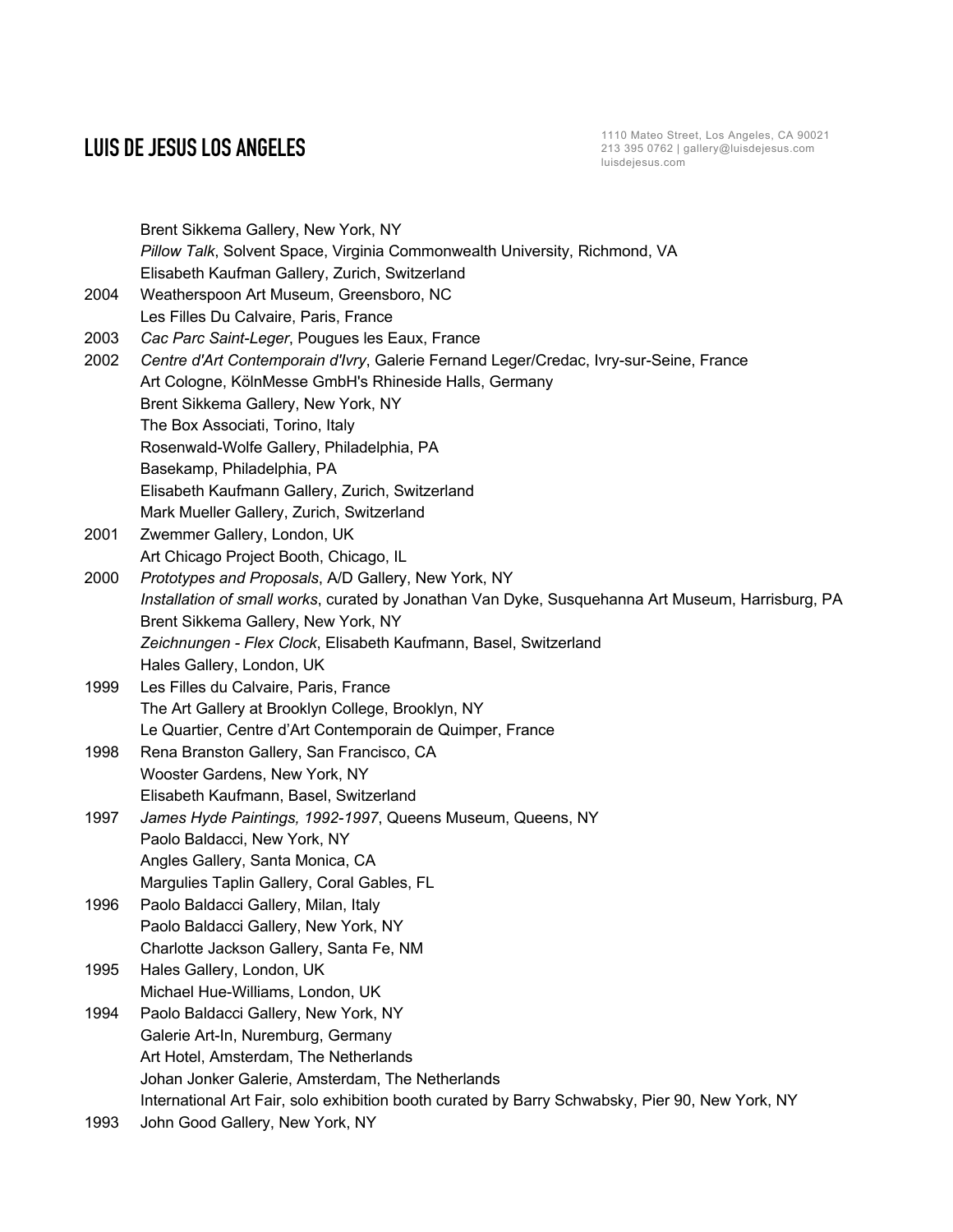Brent Sikkema Gallery, New York, NY
*Pillow Talk*, Solvent Space, Virginia Commonwealth University, Richmond, VA
Elisabeth Kaufman Gallery, Zurich, Switzerland

2004 Weatherspoon Art Museum, Greensboro, NC
Les Filles Du Calvaire, Paris, France

2003 *Cac Parc Saint-Leger*, Pougues les Eaux, France

2002 *Centre d'Art Contemporain d'Ivry*, Galerie Fernand Leger/Credac, Ivry-sur-Seine, France
Art Cologne, KölnMesse GmbH's Rhineside Halls, Germany
Brent Sikkema Gallery, New York, NY
The Box Associati, Torino, Italy
Rosenwald-Wolfe Gallery, Philadelphia, PA
Basekamp, Philadelphia, PA
Elisabeth Kaufmann Gallery, Zurich, Switzerland
Mark Mueller Gallery, Zurich, Switzerland

2001 Zwemmer Gallery, London, UK
Art Chicago Project Booth, Chicago, IL

2000 *Prototypes and Proposals*, A/D Gallery, New York, NY
*Installation of small works*, curated by Jonathan Van Dyke, Susquehanna Art Museum, Harrisburg, PA
Brent Sikkema Gallery, New York, NY
*Zeichnungen - Flex Clock*, Elisabeth Kaufmann, Basel, Switzerland
Hales Gallery, London, UK

1999 Les Filles du Calvaire, Paris, France
The Art Gallery at Brooklyn College, Brooklyn, NY
Le Quartier, Centre d'Art Contemporain de Quimper, France

1998 Rena Branston Gallery, San Francisco, CA
Wooster Gardens, New York, NY
Elisabeth Kaufmann, Basel, Switzerland

1997 *James Hyde Paintings, 1992-1997*, Queens Museum, Queens, NY
Paolo Baldacci, New York, NY
Angles Gallery, Santa Monica, CA
Margulies Taplin Gallery, Coral Gables, FL

1996 Paolo Baldacci Gallery, Milan, Italy
Paolo Baldacci Gallery, New York, NY
Charlotte Jackson Gallery, Santa Fe, NM

1995 Hales Gallery, London, UK
Michael Hue-Williams, London, UK

1994 Paolo Baldacci Gallery, New York, NY
Galerie Art-In, Nuremburg, Germany
Art Hotel, Amsterdam, The Netherlands
Johan Jonker Galerie, Amsterdam, The Netherlands
International Art Fair, solo exhibition booth curated by Barry Schwabsky, Pier 90, New York, NY

1993 John Good Gallery, New York, NY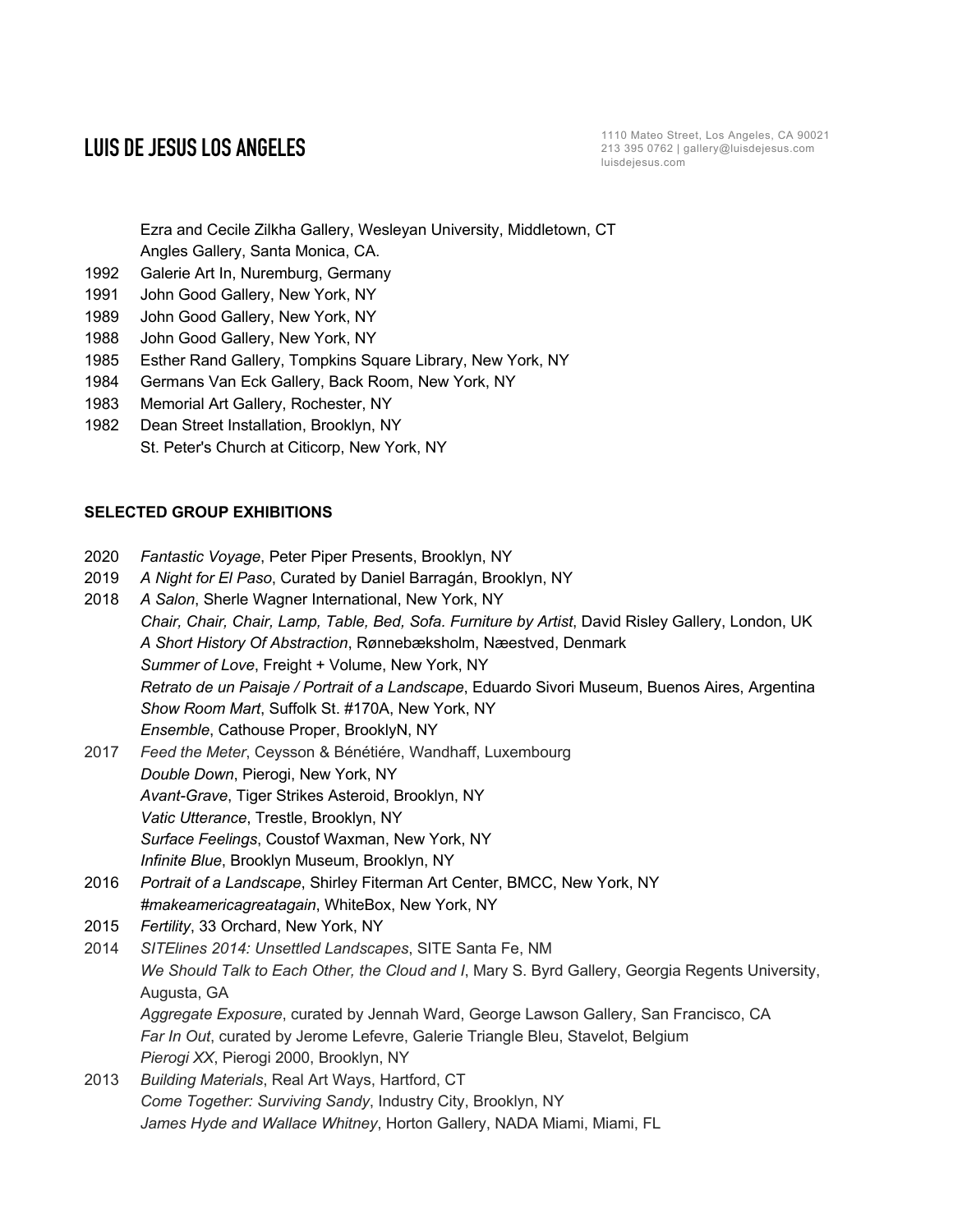Ezra and Cecile Zilkha Gallery, Wesleyan University, Middletown, CT
Angles Gallery, Santa Monica, CA.

1992 Galerie Art In, Nuremburg, Germany
1991 John Good Gallery, New York, NY
1989 John Good Gallery, New York, NY
1988 John Good Gallery, New York, NY
1985 Esther Rand Gallery, Tompkins Square Library, New York, NY
1984 Germans Van Eck Gallery, Back Room, New York, NY
1983 Memorial Art Gallery, Rochester, NY
1982 Dean Street Installation, Brooklyn, NY
St. Peter's Church at Citicorp, New York, NY

**SELECTED GROUP EXHIBITIONS**

2020 *Fantastic Voyage*, Peter Piper Presents, Brooklyn, NY
2019 *A Night for El Paso*, Curated by Daniel Barragán, Brooklyn, NY
2018 *A Salon*, Sherle Wagner International, New York, NY
*Chair, Chair, Chair, Lamp, Table, Bed, Sofa. Furniture by Artist*, David Risley Gallery, London, UK
*A Short History Of Abstraction*, Rønnebæksholm, Næestved, Denmark
*Summer of Love*, Freight + Volume, New York, NY
*Retrato de un Paisaje / Portrait of a Landscape*, Eduardo Sivori Museum, Buenos Aires, Argentina
*Show Room Mart*, Suffolk St. #170A, New York, NY
*Ensemble*, Cathouse Proper, BrooklyN, NY
2017 *Feed the Meter*, Ceysson & Bénétiére, Wandhaff, Luxembourg
*Double Down*, Pierogi, New York, NY
*Avant-Grave*, Tiger Strikes Asteroid, Brooklyn, NY
*Vatic Utterance*, Trestle, Brooklyn, NY
*Surface Feelings*, Coustof Waxman, New York, NY
*Infinite Blue*, Brooklyn Museum, Brooklyn, NY
2016 *Portrait of a Landscape*, Shirley Fiterman Art Center, BMCC, New York, NY
*#makeamericagreatagain*, WhiteBox, New York, NY
2015 *Fertility*, 33 Orchard, New York, NY
2014 *SITElines 2014: Unsettled Landscapes*, SITE Santa Fe, NM
*We Should Talk to Each Other, the Cloud and I*, Mary S. Byrd Gallery, Georgia Regents University, Augusta, GA
*Aggregate Exposure*, curated by Jennah Ward, George Lawson Gallery, San Francisco, CA
*Far In Out*, curated by Jerome Lefevre, Galerie Triangle Bleu, Stavelot, Belgium
*Pierogi XX*, Pierogi 2000, Brooklyn, NY
2013 *Building Materials*, Real Art Ways, Hartford, CT
*Come Together: Surviving Sandy*, Industry City, Brooklyn, NY
*James Hyde and Wallace Whitney*, Horton Gallery, NADA Miami, Miami, FL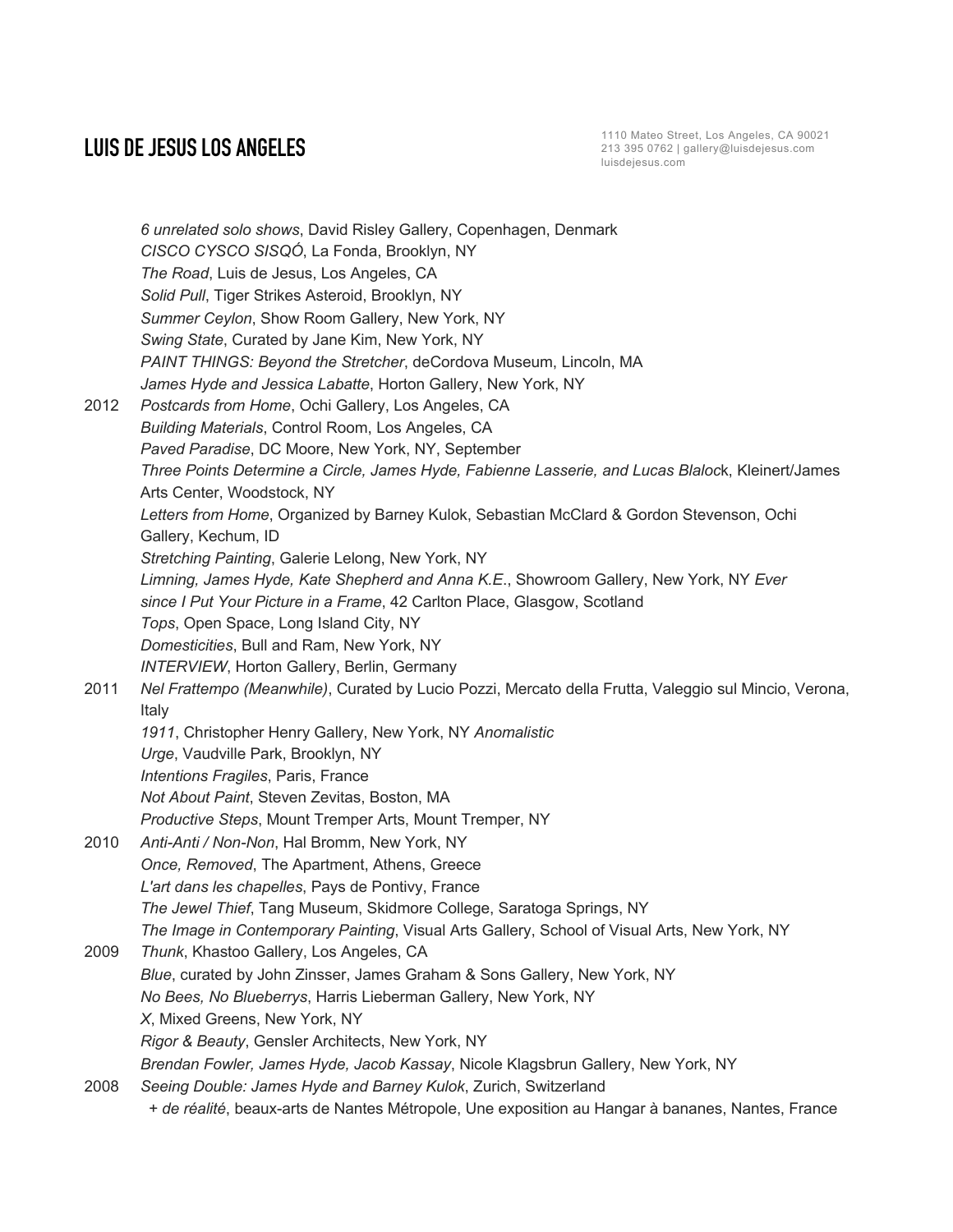*6 unrelated solo shows*, David Risley Gallery, Copenhagen, Denmark
*CISCO CYSCO SISQÓ*, La Fonda, Brooklyn, NY
*The Road*, Luis de Jesus, Los Angeles, CA
*Solid Pull*, Tiger Strikes Asteroid, Brooklyn, NY
*Summer Ceylon*, Show Room Gallery, New York, NY
*Swing State*, Curated by Jane Kim, New York, NY
*PAINT THINGS: Beyond the Stretcher*, deCordova Museum, Lincoln, MA
*James Hyde and Jessica Labatte*, Horton Gallery, New York, NY

2012 *Postcards from Home*, Ochi Gallery, Los Angeles, CA
*Building Materials*, Control Room, Los Angeles, CA
*Paved Paradise*, DC Moore, New York, NY, September
*Three Points Determine a Circle, James Hyde, Fabienne Lasserie, and Lucas Blaloc*k, Kleinert/James Arts Center, Woodstock, NY
*Letters from Home*, Organized by Barney Kulok, Sebastian McClard & Gordon Stevenson, Ochi Gallery, Kechum, ID
*Stretching Painting*, Galerie Lelong, New York, NY
*Limning, James Hyde, Kate Shepherd and Anna K.E.*, Showroom Gallery, New York, NY *Ever since I Put Your Picture in a Frame*, 42 Carlton Place, Glasgow, Scotland
*Tops*, Open Space, Long Island City, NY
*Domesticities*, Bull and Ram, New York, NY
*INTERVIEW*, Horton Gallery, Berlin, Germany

2011 *Nel Frattempo (Meanwhile)*, Curated by Lucio Pozzi, Mercato della Frutta, Valeggio sul Mincio, Verona, Italy
*1911*, Christopher Henry Gallery, New York, NY *Anomalistic*
*Urge*, Vaudville Park, Brooklyn, NY
*Intentions Fragiles*, Paris, France
*Not About Paint*, Steven Zevitas, Boston, MA
*Productive Steps*, Mount Tremper Arts, Mount Tremper, NY

2010 *Anti-Anti / Non-Non*, Hal Bromm, New York, NY
*Once, Removed*, The Apartment, Athens, Greece
*L'art dans les chapelles*, Pays de Pontivy, France
*The Jewel Thief*, Tang Museum, Skidmore College, Saratoga Springs, NY
*The Image in Contemporary Painting*, Visual Arts Gallery, School of Visual Arts, New York, NY

2009 *Thunk*, Khastoo Gallery, Los Angeles, CA
*Blue*, curated by John Zinsser, James Graham & Sons Gallery, New York, NY
*No Bees, No Blueberrys*, Harris Lieberman Gallery, New York, NY
*X*, Mixed Greens, New York, NY
*Rigor & Beauty*, Gensler Architects, New York, NY
*Brendan Fowler, James Hyde, Jacob Kassay*, Nicole Klagsbrun Gallery, New York, NY

2008 *Seeing Double: James Hyde and Barney Kulok*, Zurich, Switzerland
*+ de réalité*, beaux-arts de Nantes Métropole, Une exposition au Hangar à bananes, Nantes, France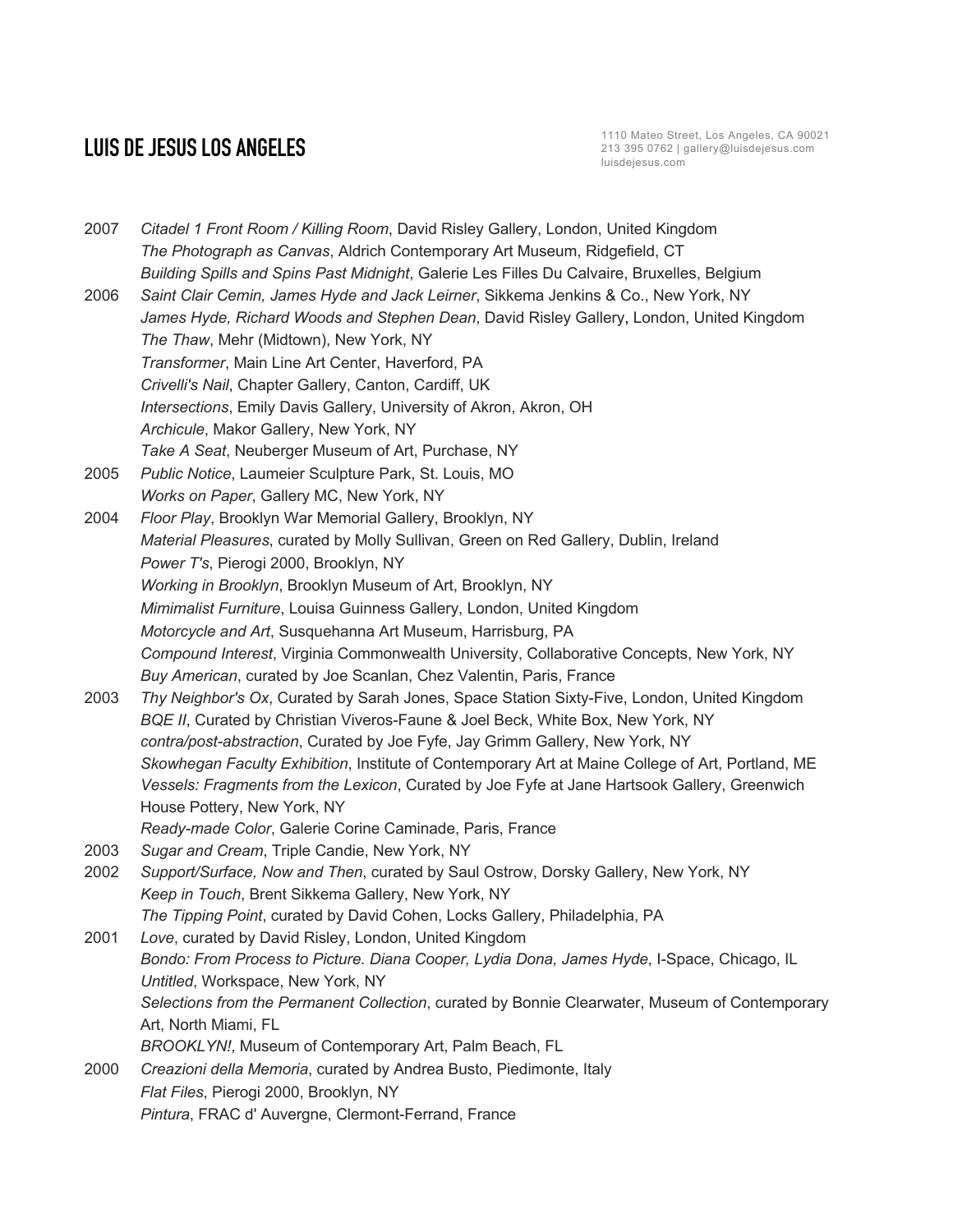2007 *Citadel 1 Front Room / Killing Room*, David Risley Gallery, London, United Kingdom
*The Photograph as Canvas*, Aldrich Contemporary Art Museum, Ridgefield, CT
*Building Spills and Spins Past Midnight*, Galerie Les Filles Du Calvaire, Bruxelles, Belgium

2006 *Saint Clair Cemin, James Hyde and Jack Leirner*, Sikkema Jenkins & Co., New York, NY
*James Hyde, Richard Woods and Stephen Dean*, David Risley Gallery, London, United Kingdom
*The Thaw*, Mehr (Midtown), New York, NY
*Transformer*, Main Line Art Center, Haverford, PA
*Crivelli's Nail*, Chapter Gallery, Canton, Cardiff, UK
*Intersections*, Emily Davis Gallery, University of Akron, Akron, OH
*Archicule*, Makor Gallery, New York, NY
*Take A Seat*, Neuberger Museum of Art, Purchase, NY

2005 *Public Notice*, Laumeier Sculpture Park, St. Louis, MO
*Works on Paper*, Gallery MC, New York, NY

2004 *Floor Play*, Brooklyn War Memorial Gallery, Brooklyn, NY
*Material Pleasures*, curated by Molly Sullivan, Green on Red Gallery, Dublin, Ireland
*Power T's*, Pierogi 2000, Brooklyn, NY
*Working in Brooklyn*, Brooklyn Museum of Art, Brooklyn, NY
*Mimimalist Furniture*, Louisa Guinness Gallery, London, United Kingdom
*Motorcycle and Art*, Susquehanna Art Museum, Harrisburg, PA
*Compound Interest*, Virginia Commonwealth University, Collaborative Concepts, New York, NY
*Buy American*, curated by Joe Scanlan, Chez Valentin, Paris, France

2003 *Thy Neighbor's Ox*, Curated by Sarah Jones, Space Station Sixty-Five, London, United Kingdom
*BQE II*, Curated by Christian Viveros-Faune & Joel Beck, White Box, New York, NY
*contra/post-abstraction*, Curated by Joe Fyfe, Jay Grimm Gallery, New York, NY
*Skowhegan Faculty Exhibition*, Institute of Contemporary Art at Maine College of Art, Portland, ME
*Vessels: Fragments from the Lexicon*, Curated by Joe Fyfe at Jane Hartsook Gallery, Greenwich House Pottery, New York, NY
*Ready-made Color*, Galerie Corine Caminade, Paris, France

2003 *Sugar and Cream*, Triple Candie, New York, NY

2002 *Support/Surface, Now and Then*, curated by Saul Ostrow, Dorsky Gallery, New York, NY
*Keep in Touch*, Brent Sikkema Gallery, New York, NY
*The Tipping Point*, curated by David Cohen, Locks Gallery, Philadelphia, PA

2001 *Love*, curated by David Risley, London, United Kingdom
*Bondo: From Process to Picture. Diana Cooper, Lydia Dona, James Hyde*, I-Space, Chicago, IL
*Untitled*, Workspace, New York, NY
*Selections from the Permanent Collection*, curated by Bonnie Clearwater, Museum of Contemporary Art, North Miami, FL
*BROOKLYN!*, Museum of Contemporary Art, Palm Beach, FL

2000 *Creazioni della Memoria*, curated by Andrea Busto, Piedimonte, Italy
*Flat Files*, Pierogi 2000, Brooklyn, NY
*Pintura*, FRAC d' Auvergne, Clermont-Ferrand, France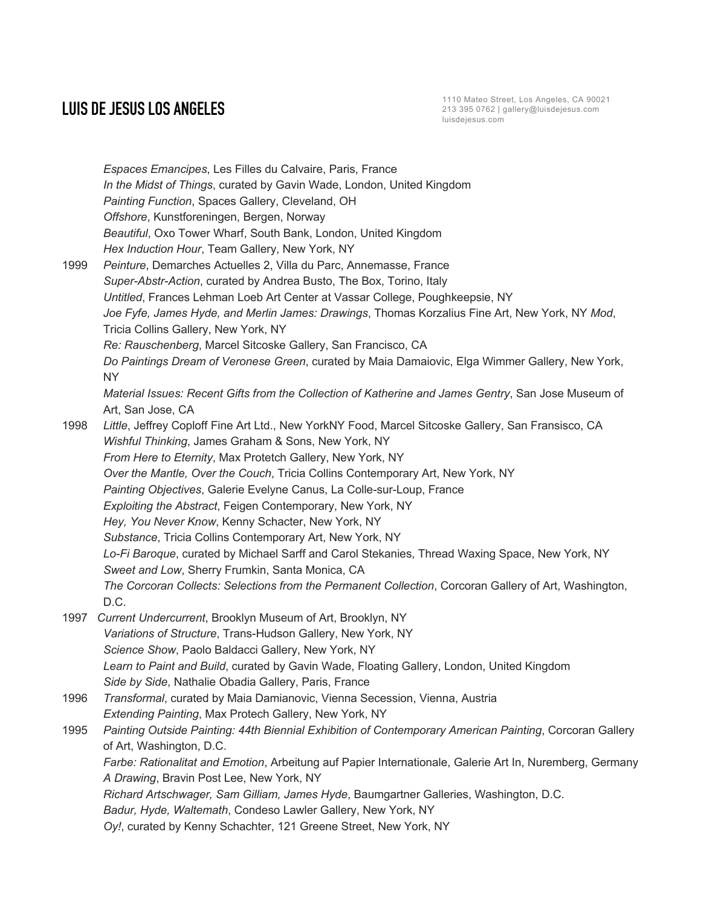*Espaces Emancipes*, Les Filles du Calvaire, Paris, France
*In the Midst of Things*, curated by Gavin Wade, London, United Kingdom
*Painting Function*, Spaces Gallery, Cleveland, OH
*Offshore*, Kunstforeningen, Bergen, Norway
*Beautiful*, Oxo Tower Wharf, South Bank, London, United Kingdom
*Hex Induction Hour*, Team Gallery, New York, NY

1999 *Peinture*, Demarches Actuelles 2, Villa du Parc, Annemasse, France
*Super-Abstr-Action*, curated by Andrea Busto, The Box, Torino, Italy
*Untitled*, Frances Lehman Loeb Art Center at Vassar College, Poughkeepsie, NY
*Joe Fyfe, James Hyde, and Merlin James: Drawings*, Thomas Korzalius Fine Art, New York, NY *Mod*, Tricia Collins Gallery, New York, NY
*Re: Rauschenberg*, Marcel Sitcoske Gallery, San Francisco, CA
*Do Paintings Dream of Veronese Green*, curated by Maia Damaiovic, Elga Wimmer Gallery, New York, NY
*Material Issues: Recent Gifts from the Collection of Katherine and James Gentry*, San Jose Museum of Art, San Jose, CA

1998 *Little*, Jeffrey Coploff Fine Art Ltd., New YorkNY Food, Marcel Sitcoske Gallery, San Fransisco, CA
*Wishful Thinking*, James Graham & Sons, New York, NY
*From Here to Eternity*, Max Protetch Gallery, New York, NY
*Over the Mantle, Over the Couch*, Tricia Collins Contemporary Art, New York, NY
*Painting Objectives*, Galerie Evelyne Canus, La Colle-sur-Loup, France
*Exploiting the Abstract*, Feigen Contemporary, New York, NY
*Hey, You Never Know*, Kenny Schacter, New York, NY
*Substance*, Tricia Collins Contemporary Art, New York, NY
*Lo-Fi Baroque*, curated by Michael Sarff and Carol Stekanies, Thread Waxing Space, New York, NY
*Sweet and Low*, Sherry Frumkin, Santa Monica, CA
*The Corcoran Collects: Selections from the Permanent Collection*, Corcoran Gallery of Art, Washington, D.C.

1997 *Current Undercurrent*, Brooklyn Museum of Art, Brooklyn, NY
*Variations of Structure*, Trans-Hudson Gallery, New York, NY
*Science Show*, Paolo Baldacci Gallery, New York, NY
*Learn to Paint and Build*, curated by Gavin Wade, Floating Gallery, London, United Kingdom
*Side by Side*, Nathalie Obadia Gallery, Paris, France

1996 *Transformal*, curated by Maia Damianovic, Vienna Secession, Vienna, Austria
*Extending Painting*, Max Protech Gallery, New York, NY

1995 *Painting Outside Painting: 44th Biennial Exhibition of Contemporary American Painting*, Corcoran Gallery of Art, Washington, D.C.
*Farbe: Rationalitat and Emotion*, Arbeitung auf Papier Internationale, Galerie Art In, Nuremberg, Germany
*A Drawing*, Bravin Post Lee, New York, NY
*Richard Artschwager, Sam Gilliam, James Hyde*, Baumgartner Galleries, Washington, D.C.
*Badur, Hyde, Waltemath*, Condeso Lawler Gallery, New York, NY
*Oy!*, curated by Kenny Schachter, 121 Greene Street, New York, NY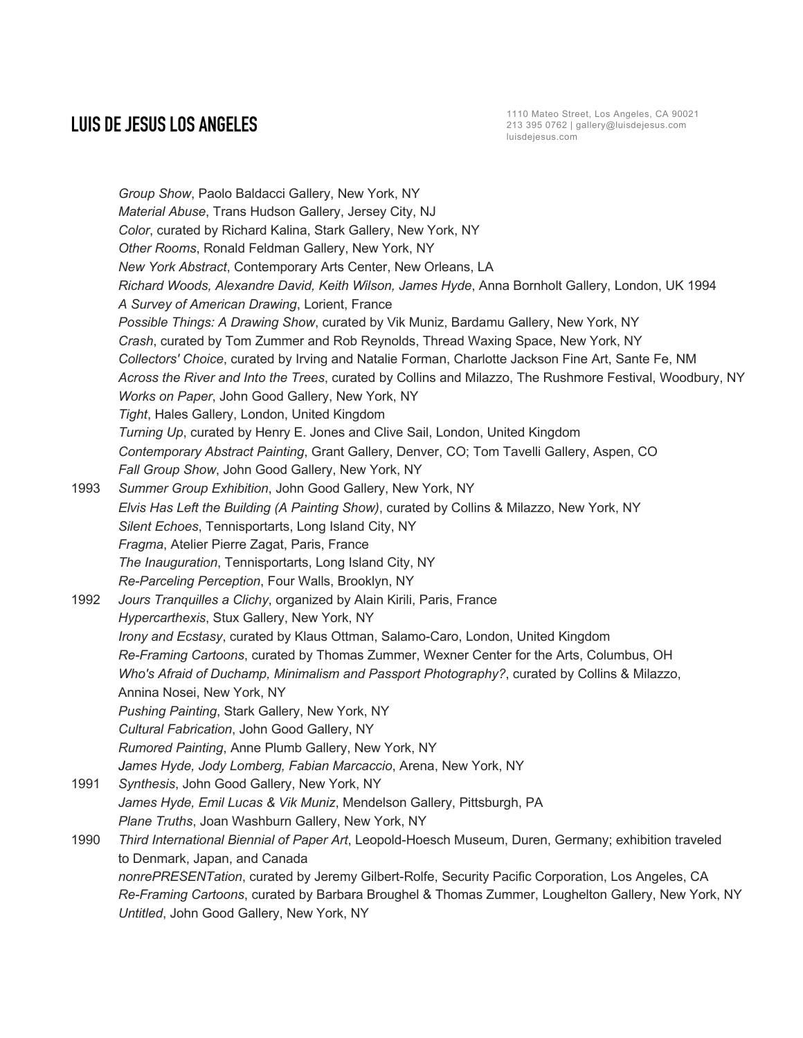*Group Show*, Paolo Baldacci Gallery, New York, NY
*Material Abuse*, Trans Hudson Gallery, Jersey City, NJ
*Color*, curated by Richard Kalina, Stark Gallery, New York, NY
*Other Rooms*, Ronald Feldman Gallery, New York, NY
*New York Abstract*, Contemporary Arts Center, New Orleans, LA
*Richard Woods, Alexandre David, Keith Wilson, James Hyde*, Anna Bornholt Gallery, London, UK 1994
*A Survey of American Drawing*, Lorient, France
*Possible Things: A Drawing Show*, curated by Vik Muniz, Bardamu Gallery, New York, NY
*Crash*, curated by Tom Zummer and Rob Reynolds, Thread Waxing Space, New York, NY
*Collectors' Choice*, curated by Irving and Natalie Forman, Charlotte Jackson Fine Art, Sante Fe, NM
*Across the River and Into the Trees*, curated by Collins and Milazzo, The Rushmore Festival, Woodbury, NY
*Works on Paper*, John Good Gallery, New York, NY
*Tight*, Hales Gallery, London, United Kingdom
*Turning Up*, curated by Henry E. Jones and Clive Sail, London, United Kingdom
*Contemporary Abstract Painting*, Grant Gallery, Denver, CO; Tom Tavelli Gallery, Aspen, CO
*Fall Group Show*, John Good Gallery, New York, NY

1993 *Summer Group Exhibition*, John Good Gallery, New York, NY
*Elvis Has Left the Building (A Painting Show)*, curated by Collins & Milazzo, New York, NY
*Silent Echoes*, Tennisportarts, Long Island City, NY
*Fragma*, Atelier Pierre Zagat, Paris, France
*The Inauguration*, Tennisportarts, Long Island City, NY
*Re-Parceling Perception*, Four Walls, Brooklyn, NY

1992 *Jours Tranquilles a Clichy*, organized by Alain Kirili, Paris, France
*Hypercarthexis*, Stux Gallery, New York, NY
*Irony and Ecstasy*, curated by Klaus Ottman, Salamo-Caro, London, United Kingdom
*Re-Framing Cartoons*, curated by Thomas Zummer, Wexner Center for the Arts, Columbus, OH
*Who's Afraid of Duchamp, Minimalism and Passport Photography?*, curated by Collins & Milazzo, Annina Nosei, New York, NY
*Pushing Painting*, Stark Gallery, New York, NY
*Cultural Fabrication*, John Good Gallery, NY
*Rumored Painting*, Anne Plumb Gallery, New York, NY
*James Hyde, Jody Lomberg, Fabian Marcaccio*, Arena, New York, NY

1991 *Synthesis*, John Good Gallery, New York, NY
*James Hyde, Emil Lucas & Vik Muniz*, Mendelson Gallery, Pittsburgh, PA
*Plane Truths*, Joan Washburn Gallery, New York, NY

1990 *Third International Biennial of Paper Art*, Leopold-Hoesch Museum, Duren, Germany; exhibition traveled to Denmark, Japan, and Canada
*nonrePRESENTation*, curated by Jeremy Gilbert-Rolfe, Security Pacific Corporation, Los Angeles, CA
*Re-Framing Cartoons*, curated by Barbara Broughel & Thomas Zummer, Loughelton Gallery, New York, NY
*Untitled*, John Good Gallery, New York, NY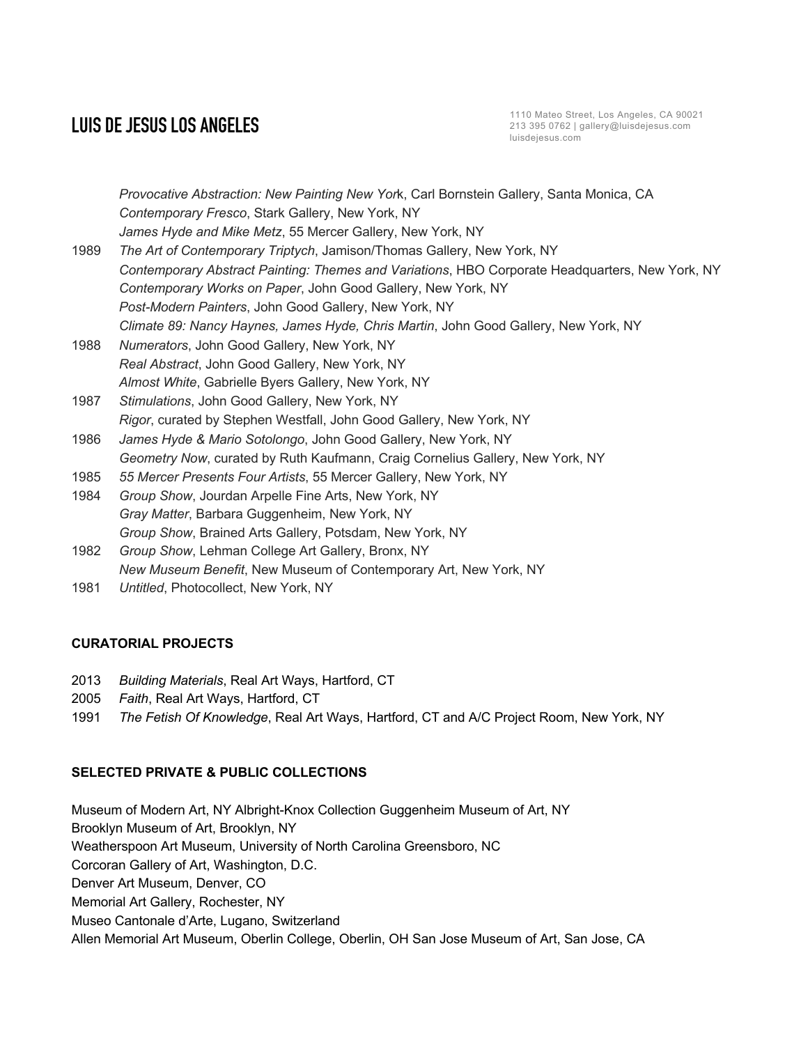*Provocative Abstraction: New Painting New York*, Carl Bornstein Gallery, Santa Monica, CA
*Contemporary Fresco*, Stark Gallery, New York, NY
*James Hyde and Mike Metz*, 55 Mercer Gallery, New York, NY

1989 *The Art of Contemporary Triptych*, Jamison/Thomas Gallery, New York, NY
*Contemporary Abstract Painting: Themes and Variations*, HBO Corporate Headquarters, New York, NY
*Contemporary Works on Paper*, John Good Gallery, New York, NY
*Post-Modern Painters*, John Good Gallery, New York, NY
*Climate 89: Nancy Haynes, James Hyde, Chris Martin*, John Good Gallery, New York, NY

1988 *Numerators*, John Good Gallery, New York, NY
*Real Abstract*, John Good Gallery, New York, NY
*Almost White*, Gabrielle Byers Gallery, New York, NY

1987 *Stimulations*, John Good Gallery, New York, NY
*Rigor*, curated by Stephen Westfall, John Good Gallery, New York, NY

1986 *James Hyde & Mario Sotolongo*, John Good Gallery, New York, NY
*Geometry Now*, curated by Ruth Kaufmann, Craig Cornelius Gallery, New York, NY

1985 *55 Mercer Presents Four Artists*, 55 Mercer Gallery, New York, NY

1984 *Group Show*, Jourdan Arpelle Fine Arts, New York, NY
*Gray Matter*, Barbara Guggenheim, New York, NY
*Group Show*, Brained Arts Gallery, Potsdam, New York, NY

1982 *Group Show*, Lehman College Art Gallery, Bronx, NY
*New Museum Benefit*, New Museum of Contemporary Art, New York, NY

1981 *Untitled*, Photocollect, New York, NY

**CURATORIAL PROJECTS**

2013 *Building Materials*, Real Art Ways, Hartford, CT
2005 *Faith*, Real Art Ways, Hartford, CT
1991 *The Fetish Of Knowledge*, Real Art Ways, Hartford, CT and A/C Project Room, New York, NY

**SELECTED PRIVATE & PUBLIC COLLECTIONS**

Museum of Modern Art, NY Albright-Knox Collection Guggenheim Museum of Art, NY
Brooklyn Museum of Art, Brooklyn, NY
Weatherspoon Art Museum, University of North Carolina Greensboro, NC
Corcoran Gallery of Art, Washington, D.C.
Denver Art Museum, Denver, CO
Memorial Art Gallery, Rochester, NY
Museo Cantonale d'Arte, Lugano, Switzerland
Allen Memorial Art Museum, Oberlin College, Oberlin, OH San Jose Museum of Art, San Jose, CA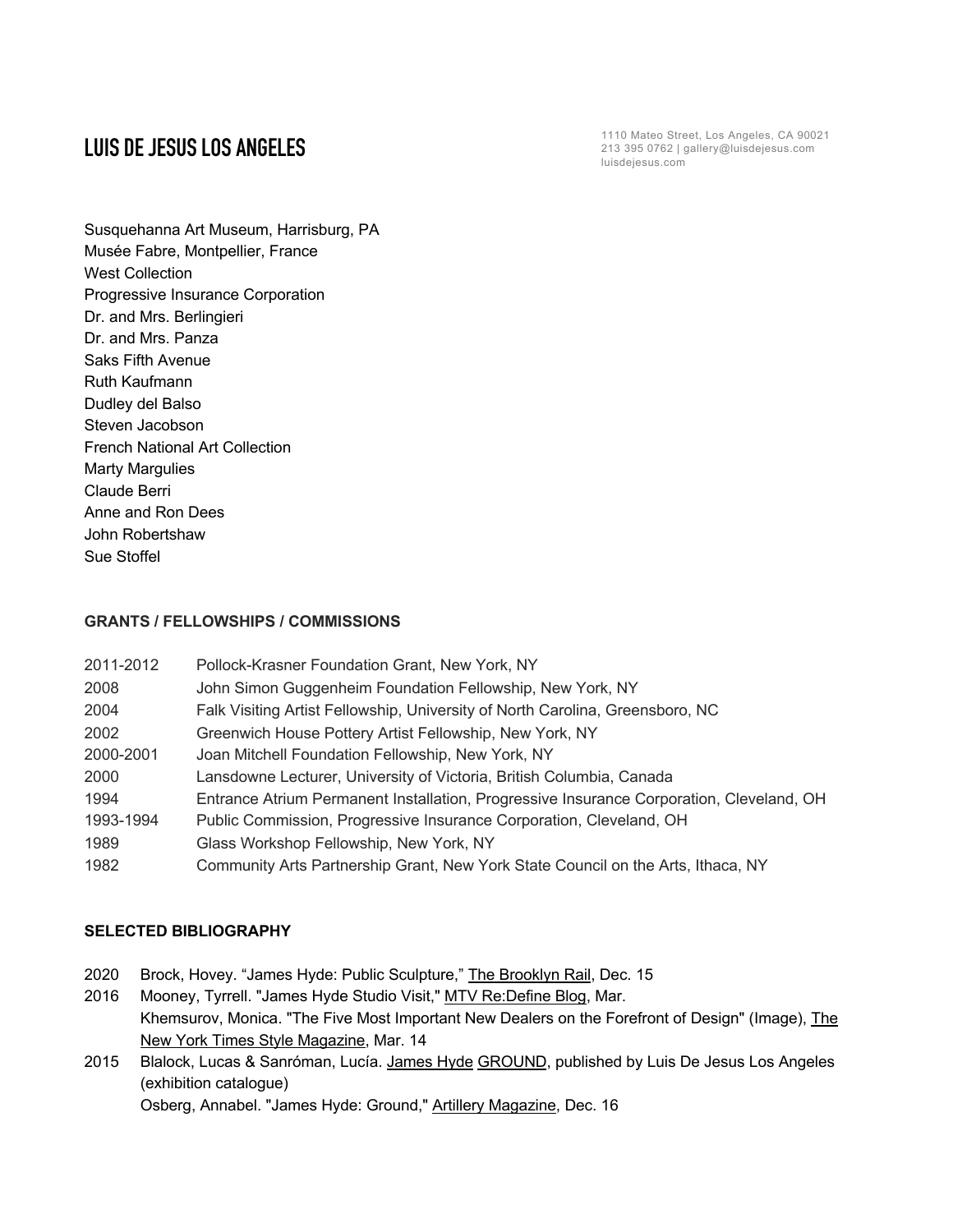Susquehanna Art Museum, Harrisburg, PA
Musée Fabre, Montpellier, France
West Collection
Progressive Insurance Corporation
Dr. and Mrs. Berlingieri
Dr. and Mrs. Panza
Saks Fifth Avenue
Ruth Kaufmann
Dudley del Balso
Steven Jacobson
French National Art Collection
Marty Margulies
Claude Berri
Anne and Ron Dees
John Robertshaw
Sue Stoffel

## GRANTS / FELLOWSHIPS / COMMISSIONS

| | |
|---|---|
| 2011-2012 | Pollock-Krasner Foundation Grant, New York, NY |
| 2008 | John Simon Guggenheim Foundation Fellowship, New York, NY |
| 2004 | Falk Visiting Artist Fellowship, University of North Carolina, Greensboro, NC |
| 2002 | Greenwich House Pottery Artist Fellowship, New York, NY |
| 2000-2001 | Joan Mitchell Foundation Fellowship, New York, NY |
| 2000 | Lansdowne Lecturer, University of Victoria, British Columbia, Canada |
| 1994 | Entrance Atrium Permanent Installation, Progressive Insurance Corporation, Cleveland, OH |
| 1993-1994 | Public Commission, Progressive Insurance Corporation, Cleveland, OH |
| 1989 | Glass Workshop Fellowship, New York, NY |
| 1982 | Community Arts Partnership Grant, New York State Council on the Arts, Ithaca, NY |

## SELECTED BIBLIOGRAPHY

2020 Brock, Hovey. "James Hyde: Public Sculpture," The Brooklyn Rail, Dec. 15

2016 Mooney, Tyrrell. "James Hyde Studio Visit," MTV Re:Define Blog, Mar.
Khemsurov, Monica. "The Five Most Important New Dealers on the Forefront of Design" (Image), The New York Times Style Magazine, Mar. 14

2015 Blalock, Lucas & Sanróman, Lucía. James Hyde GROUND, published by Luis De Jesus Los Angeles (exhibition catalogue)
Osberg, Annabel. "James Hyde: Ground," Artillery Magazine, Dec. 16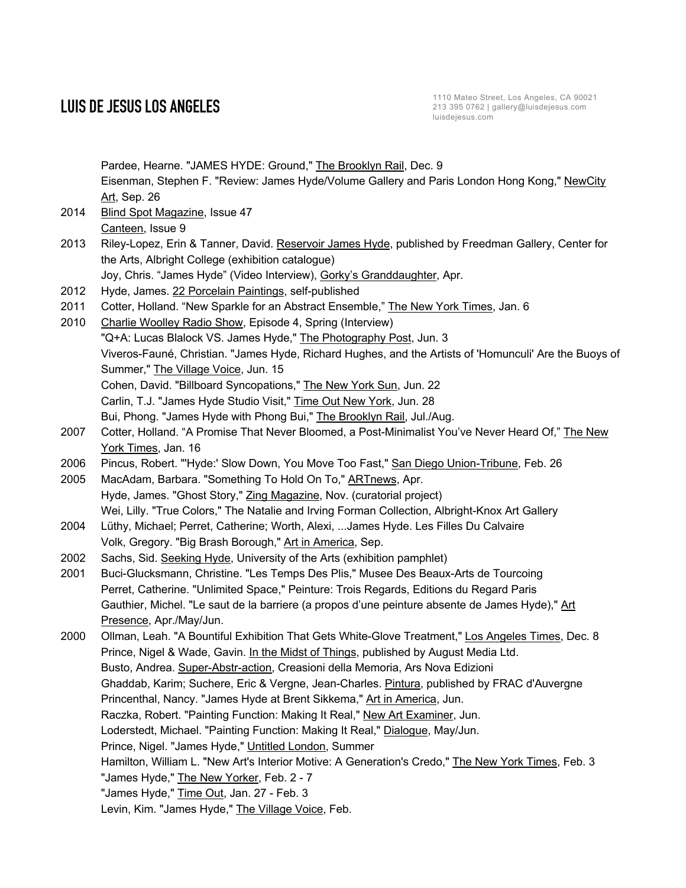Pardee, Hearne. "JAMES HYDE: Ground," The Brooklyn Rail, Dec. 9

Eisenman, Stephen F. "Review: James Hyde/Volume Gallery and Paris London Hong Kong," NewCity Art, Sep. 26

2014 Blind Spot Magazine, Issue 47

Canteen, Issue 9

2013 Riley-Lopez, Erin & Tanner, David. Reservoir James Hyde, published by Freedman Gallery, Center for the Arts, Albright College (exhibition catalogue)

Joy, Chris. "James Hyde" (Video Interview), Gorky's Granddaughter, Apr.

2012 Hyde, James. 22 Porcelain Paintings, self-published

2011 Cotter, Holland. "New Sparkle for an Abstract Ensemble," The New York Times, Jan. 6

2010 Charlie Woolley Radio Show, Episode 4, Spring (Interview)

"Q+A: Lucas Blalock VS. James Hyde," The Photography Post, Jun. 3

Viveros-Fauné, Christian. "James Hyde, Richard Hughes, and the Artists of 'Homunculi' Are the Buoys of Summer," The Village Voice, Jun. 15

Cohen, David. "Billboard Syncopations," The New York Sun, Jun. 22

Carlin, T.J. "James Hyde Studio Visit," Time Out New York, Jun. 28

Bui, Phong. "James Hyde with Phong Bui," The Brooklyn Rail, Jul./Aug.

2007 Cotter, Holland. "A Promise That Never Bloomed, a Post-Minimalist You've Never Heard Of," The New York Times, Jan. 16

2006 Pincus, Robert. "'Hyde:' Slow Down, You Move Too Fast," San Diego Union-Tribune, Feb. 26

2005 MacAdam, Barbara. "Something To Hold On To," ARTnews, Apr.

Hyde, James. "Ghost Story," Zing Magazine, Nov. (curatorial project)

Wei, Lilly. "True Colors," The Natalie and Irving Forman Collection, Albright-Knox Art Gallery

2004 Lüthy, Michael; Perret, Catherine; Worth, Alexi, ...James Hyde. Les Filles Du Calvaire

Volk, Gregory. "Big Brash Borough," Art in America, Sep.

2002 Sachs, Sid. Seeking Hyde, University of the Arts (exhibition pamphlet)

2001 Buci-Glucksmann, Christine. "Les Temps Des Plis," Musee Des Beaux-Arts de Tourcoing

Perret, Catherine. "Unlimited Space," Peinture: Trois Regards, Editions du Regard Paris

Gauthier, Michel. "Le saut de la barriere (a propos d'une peinture absente de James Hyde)," Art Presence, Apr./May/Jun.

2000 Ollman, Leah. "A Bountiful Exhibition That Gets White-Glove Treatment," Los Angeles Times, Dec. 8

Prince, Nigel & Wade, Gavin. In the Midst of Things, published by August Media Ltd.

Busto, Andrea. Super-Abstr-action, Creasioni della Memoria, Ars Nova Edizioni

Ghaddab, Karim; Suchere, Eric & Vergne, Jean-Charles. Pintura, published by FRAC d'Auvergne

Princenthal, Nancy. "James Hyde at Brent Sikkema," Art in America, Jun.

Raczka, Robert. "Painting Function: Making It Real," New Art Examiner, Jun.

Loderstedt, Michael. "Painting Function: Making It Real," Dialogue, May/Jun.

Prince, Nigel. "James Hyde," Untitled London, Summer

Hamilton, William L. "New Art's Interior Motive: A Generation's Credo," The New York Times, Feb. 3

"James Hyde," The New Yorker, Feb. 2 - 7

"James Hyde," Time Out, Jan. 27 - Feb. 3

Levin, Kim. "James Hyde," The Village Voice, Feb.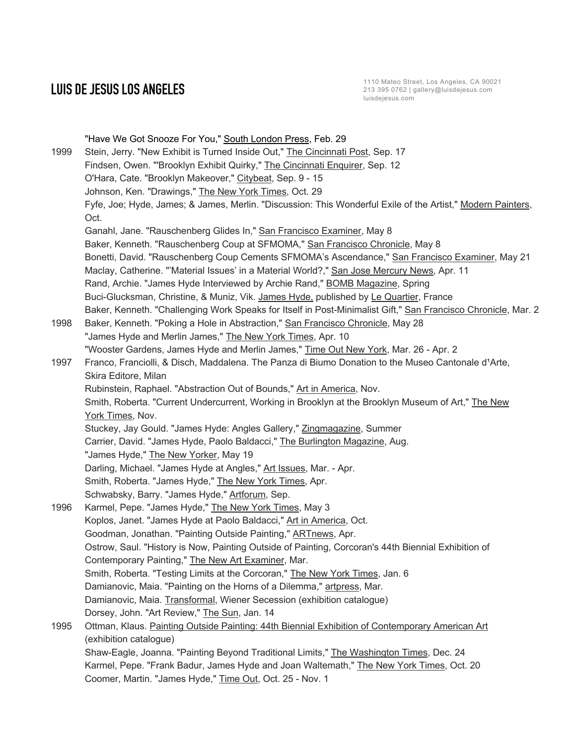"Have We Got Snooze For You," South London Press, Feb. 29

1999 Stein, Jerry. "New Exhibit is Turned Inside Out," The Cincinnati Post, Sep. 17
Findsen, Owen. "'Brooklyn Exhibit Quirky," The Cincinnati Enquirer, Sep. 12
O'Hara, Cate. "Brooklyn Makeover," Citybeat, Sep. 9 - 15
Johnson, Ken. "Drawings," The New York Times, Oct. 29
Fyfe, Joe; Hyde, James; & James, Merlin. "Discussion: This Wonderful Exile of the Artist," Modern Painters, Oct.
Ganahl, Jane. "Rauschenberg Glides In," San Francisco Examiner, May 8
Baker, Kenneth. "Rauschenberg Coup at SFMOMA," San Francisco Chronicle, May 8
Bonetti, David. "Rauschenberg Coup Cements SFMOMA's Ascendance," San Francisco Examiner, May 21
Maclay, Catherine. "'Material Issues' in a Material World?," San Jose Mercury News, Apr. 11
Rand, Archie. "James Hyde Interviewed by Archie Rand," BOMB Magazine, Spring
Buci-Glucksman, Christine, & Muniz, Vik. James Hyde, published by Le Quartier, France
Baker, Kenneth. "Challenging Work Speaks for Itself in Post-Minimalist Gift," San Francisco Chronicle, Mar. 2

1998 Baker, Kenneth. "Poking a Hole in Abstraction," San Francisco Chronicle, May 28
"James Hyde and Merlin James," The New York Times, Apr. 10
"Wooster Gardens, James Hyde and Merlin James," Time Out New York, Mar. 26 - Apr. 2

1997 Franco, Franciolli, & Disch, Maddalena. The Panza di Biumo Donation to the Museo Cantonale d¹Arte, Skira Editore, Milan
Rubinstein, Raphael. "Abstraction Out of Bounds," Art in America, Nov.
Smith, Roberta. "Current Undercurrent, Working in Brooklyn at the Brooklyn Museum of Art," The New York Times, Nov.
Stuckey, Jay Gould. "James Hyde: Angles Gallery," Zingmagazine, Summer
Carrier, David. "James Hyde, Paolo Baldacci," The Burlington Magazine, Aug.
"James Hyde," The New Yorker, May 19
Darling, Michael. "James Hyde at Angles," Art Issues, Mar. - Apr.
Smith, Roberta. "James Hyde," The New York Times, Apr.
Schwabsky, Barry. "James Hyde," Artforum, Sep.

1996 Karmel, Pepe. "James Hyde," The New York Times, May 3
Koplos, Janet. "James Hyde at Paolo Baldacci," Art in America, Oct.
Goodman, Jonathan. "Painting Outside Painting," ARTnews, Apr.
Ostrow, Saul. "History is Now, Painting Outside of Painting, Corcoran's 44th Biennial Exhibition of Contemporary Painting," The New Art Examiner, Mar.
Smith, Roberta. "Testing Limits at the Corcoran," The New York Times, Jan. 6
Damianovic, Maia. "Painting on the Horns of a Dilemma," artpress, Mar.
Damianovic, Maia. Transformal, Wiener Secession (exhibition catalogue)
Dorsey, John. "Art Review," The Sun, Jan. 14

1995 Ottman, Klaus. Painting Outside Painting: 44th Biennial Exhibition of Contemporary American Art (exhibition catalogue)
Shaw-Eagle, Joanna. "Painting Beyond Traditional Limits," The Washington Times, Dec. 24
Karmel, Pepe. "Frank Badur, James Hyde and Joan Waltemath," The New York Times, Oct. 20
Coomer, Martin. "James Hyde," Time Out, Oct. 25 - Nov. 1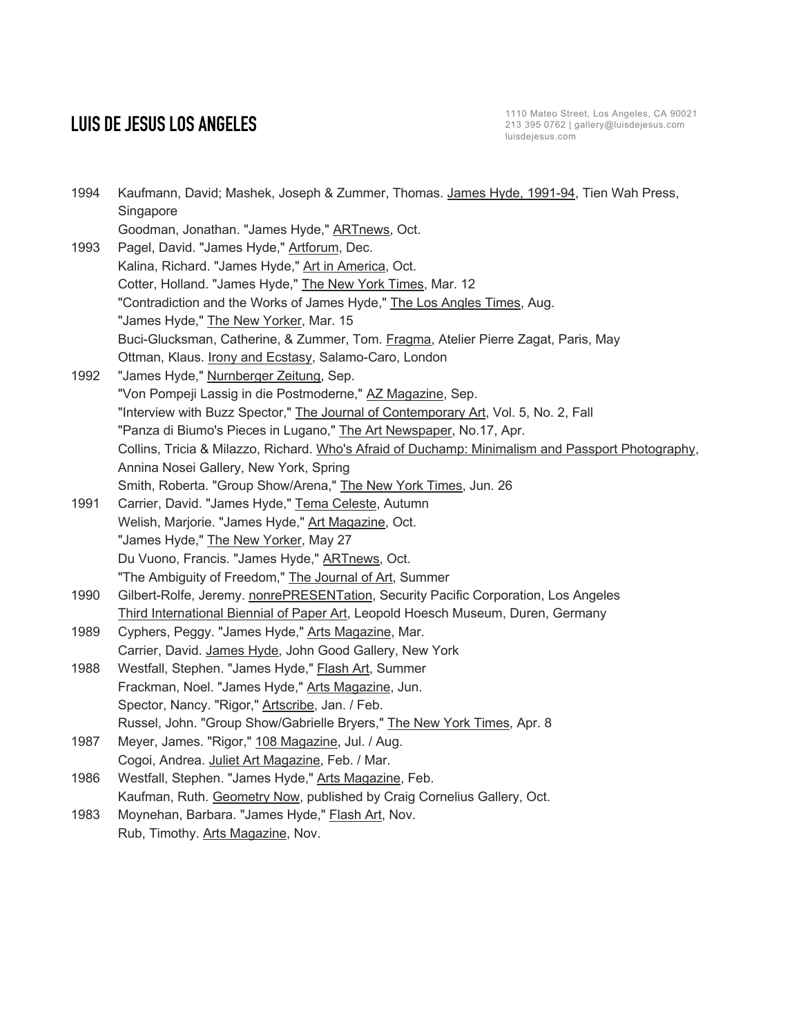1994 Kaufmann, David; Mashek, Joseph & Zummer, Thomas. James Hyde, 1991-94, Tien Wah Press, Singapore
Goodman, Jonathan. "James Hyde," ARTnews, Oct.

1993 Pagel, David. "James Hyde," Artforum, Dec.
Kalina, Richard. "James Hyde," Art in America, Oct.
Cotter, Holland. "James Hyde," The New York Times, Mar. 12
"Contradiction and the Works of James Hyde," The Los Angles Times, Aug.
"James Hyde," The New Yorker, Mar. 15
Buci-Glucksman, Catherine, & Zummer, Tom. Fragma, Atelier Pierre Zagat, Paris, May
Ottman, Klaus. Irony and Ecstasy, Salamo-Caro, London

1992 "James Hyde," Nurnberger Zeitung, Sep.
"Von Pompeji Lassig in die Postmoderne," AZ Magazine, Sep.
"Interview with Buzz Spector," The Journal of Contemporary Art, Vol. 5, No. 2, Fall
"Panza di Biumo's Pieces in Lugano," The Art Newspaper, No.17, Apr.
Collins, Tricia & Milazzo, Richard. Who's Afraid of Duchamp: Minimalism and Passport Photography, Annina Nosei Gallery, New York, Spring
Smith, Roberta. "Group Show/Arena," The New York Times, Jun. 26

1991 Carrier, David. "James Hyde," Tema Celeste, Autumn
Welish, Marjorie. "James Hyde," Art Magazine, Oct.
"James Hyde," The New Yorker, May 27
Du Vuono, Francis. "James Hyde," ARTnews, Oct.
"The Ambiguity of Freedom," The Journal of Art, Summer

1990 Gilbert-Rolfe, Jeremy. nonrePRESENTation, Security Pacific Corporation, Los Angeles
Third International Biennial of Paper Art, Leopold Hoesch Museum, Duren, Germany

1989 Cyphers, Peggy. "James Hyde," Arts Magazine, Mar.
Carrier, David. James Hyde, John Good Gallery, New York

1988 Westfall, Stephen. "James Hyde," Flash Art, Summer
Frackman, Noel. "James Hyde," Arts Magazine, Jun.
Spector, Nancy. "Rigor," Artscribe, Jan. / Feb.
Russel, John. "Group Show/Gabrielle Bryers," The New York Times, Apr. 8

1987 Meyer, James. "Rigor," 108 Magazine, Jul. / Aug.
Cogoi, Andrea. Juliet Art Magazine, Feb. / Mar.

1986 Westfall, Stephen. "James Hyde," Arts Magazine, Feb.
Kaufman, Ruth. Geometry Now, published by Craig Cornelius Gallery, Oct.

1983 Moynehan, Barbara. "James Hyde," Flash Art, Nov.
Rub, Timothy. Arts Magazine, Nov.